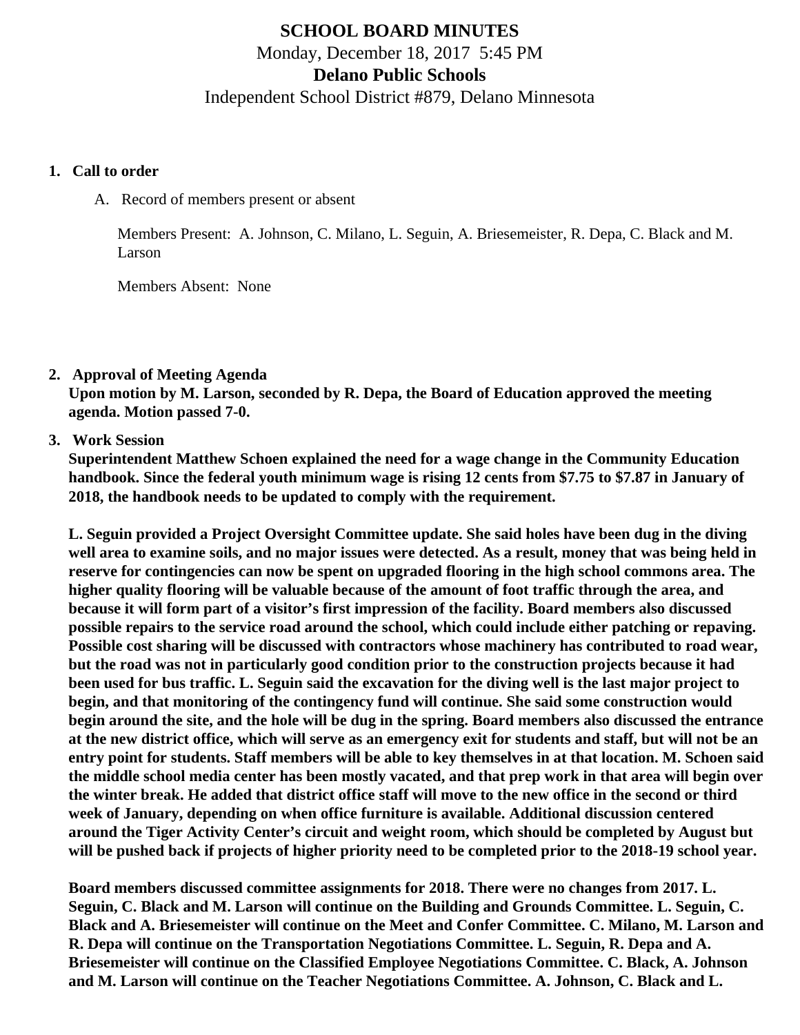# SCHOOL BOARD MINUTES

Monday, December 18, 2017 5:45 PM

**Delano Public Schools**

Independent School District #879, Delano Minnesota

1. **Call to order**

   A. Record of members present or absent

      Members Present: A. Johnson, C. Milano, L. Seguin, A. Briesemeister, R. Depa, C. Black and M. Larson

      Members Absent: None

2. **Approval of Meeting Agenda**

   **Upon motion by M. Larson, seconded by R. Depa, the Board of Education approved the meeting agenda. Motion passed 7-0.**

3. **Work Session**

   **Superintendent Matthew Schoen explained the need for a wage change in the Community Education handbook. Since the federal youth minimum wage is rising 12 cents from $7.75 to $7.87 in January of 2018, the handbook needs to be updated to comply with the requirement.**

   **L. Seguin provided a Project Oversight Committee update. She said holes have been dug in the diving well area to examine soils, and no major issues were detected. As a result, money that was being held in reserve for contingencies can now be spent on upgraded flooring in the high school commons area. The higher quality flooring will be valuable because of the amount of foot traffic through the area, and because it will form part of a visitor's first impression of the facility. Board members also discussed possible repairs to the service road around the school, which could include either patching or repaving. Possible cost sharing will be discussed with contractors whose machinery has contributed to road wear, but the road was not in particularly good condition prior to the construction projects because it had been used for bus traffic. L. Seguin said the excavation for the diving well is the last major project to begin, and that monitoring of the contingency fund will continue. She said some construction would begin around the site, and the hole will be dug in the spring. Board members also discussed the entrance at the new district office, which will serve as an emergency exit for students and staff, but will not be an entry point for students. Staff members will be able to key themselves in at that location. M. Schoen said the middle school media center has been mostly vacated, and that prep work in that area will begin over the winter break. He added that district office staff will move to the new office in the second or third week of January, depending on when office furniture is available. Additional discussion centered around the Tiger Activity Center's circuit and weight room, which should be completed by August but will be pushed back if projects of higher priority need to be completed prior to the 2018-19 school year.**

   **Board members discussed committee assignments for 2018. There were no changes from 2017. L. Seguin, C. Black and M. Larson will continue on the Building and Grounds Committee. L. Seguin, C. Black and A. Briesemeister will continue on the Meet and Confer Committee. C. Milano, M. Larson and R. Depa will continue on the Transportation Negotiations Committee. L. Seguin, R. Depa and A. Briesemeister will continue on the Classified Employee Negotiations Committee. C. Black, A. Johnson and M. Larson will continue on the Teacher Negotiations Committee. A. Johnson, C. Black and L.**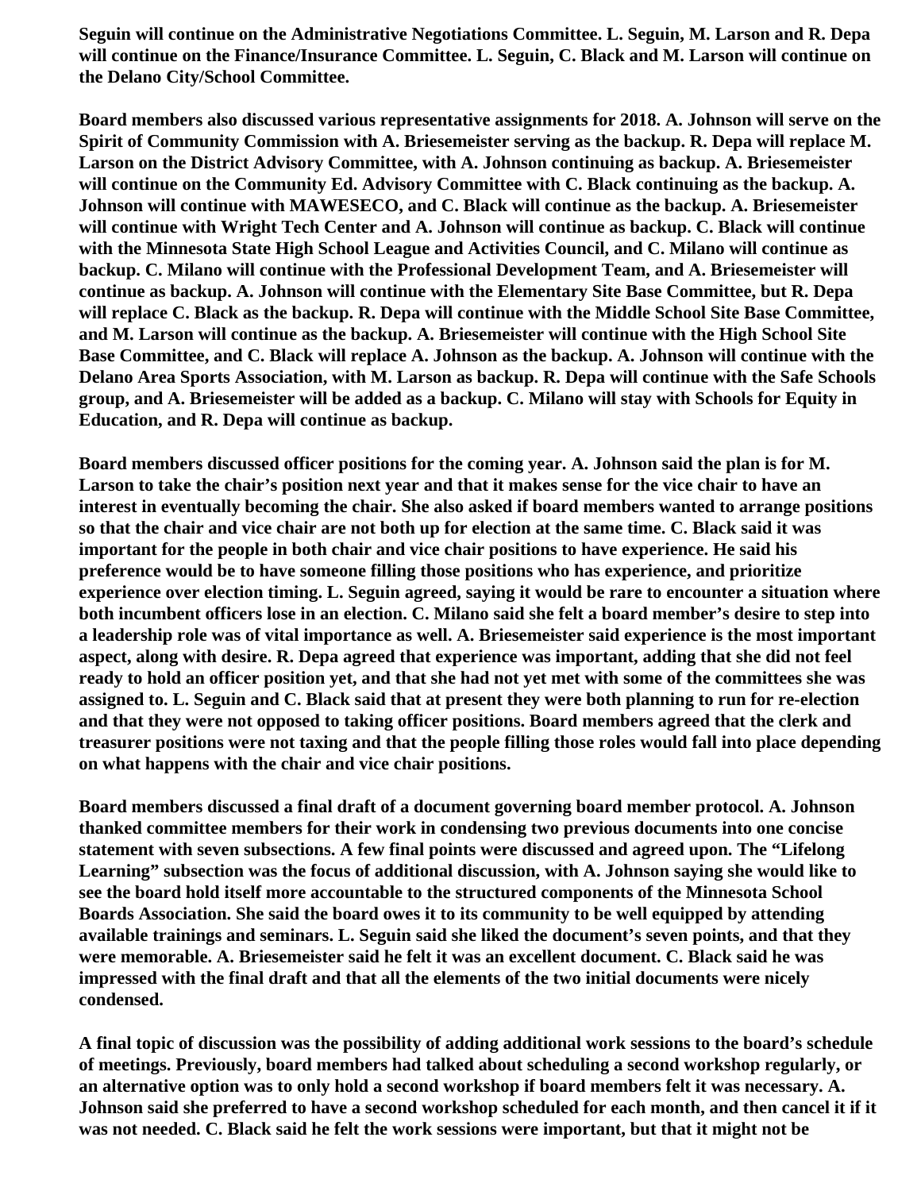**Seguin will continue on the Administrative Negotiations Committee. L. Seguin, M. Larson and R. Depa will continue on the Finance/Insurance Committee. L. Seguin, C. Black and M. Larson will continue on the Delano City/School Committee.**

**Board members also discussed various representative assignments for 2018. A. Johnson will serve on the Spirit of Community Commission with A. Briesemeister serving as the backup. R. Depa will replace M. Larson on the District Advisory Committee, with A. Johnson continuing as backup. A. Briesemeister will continue on the Community Ed. Advisory Committee with C. Black continuing as the backup. A. Johnson will continue with MAWESECO, and C. Black will continue as the backup. A. Briesemeister will continue with Wright Tech Center and A. Johnson will continue as backup. C. Black will continue with the Minnesota State High School League and Activities Council, and C. Milano will continue as backup. C. Milano will continue with the Professional Development Team, and A. Briesemeister will continue as backup. A. Johnson will continue with the Elementary Site Base Committee, but R. Depa will replace C. Black as the backup. R. Depa will continue with the Middle School Site Base Committee, and M. Larson will continue as the backup. A. Briesemeister will continue with the High School Site Base Committee, and C. Black will replace A. Johnson as the backup. A. Johnson will continue with the Delano Area Sports Association, with M. Larson as backup. R. Depa will continue with the Safe Schools group, and A. Briesemeister will be added as a backup. C. Milano will stay with Schools for Equity in Education, and R. Depa will continue as backup.**

**Board members discussed officer positions for the coming year. A. Johnson said the plan is for M. Larson to take the chair's position next year and that it makes sense for the vice chair to have an interest in eventually becoming the chair. She also asked if board members wanted to arrange positions so that the chair and vice chair are not both up for election at the same time. C. Black said it was important for the people in both chair and vice chair positions to have experience. He said his preference would be to have someone filling those positions who has experience, and prioritize experience over election timing. L. Seguin agreed, saying it would be rare to encounter a situation where both incumbent officers lose in an election. C. Milano said she felt a board member's desire to step into a leadership role was of vital importance as well. A. Briesemeister said experience is the most important aspect, along with desire. R. Depa agreed that experience was important, adding that she did not feel ready to hold an officer position yet, and that she had not yet met with some of the committees she was assigned to. L. Seguin and C. Black said that at present they were both planning to run for re-election and that they were not opposed to taking officer positions. Board members agreed that the clerk and treasurer positions were not taxing and that the people filling those roles would fall into place depending on what happens with the chair and vice chair positions.**

**Board members discussed a final draft of a document governing board member protocol. A. Johnson thanked committee members for their work in condensing two previous documents into one concise statement with seven subsections. A few final points were discussed and agreed upon. The "Lifelong Learning" subsection was the focus of additional discussion, with A. Johnson saying she would like to see the board hold itself more accountable to the structured components of the Minnesota School Boards Association. She said the board owes it to its community to be well equipped by attending available trainings and seminars. L. Seguin said she liked the document's seven points, and that they were memorable. A. Briesemeister said he felt it was an excellent document. C. Black said he was impressed with the final draft and that all the elements of the two initial documents were nicely condensed.**

**A final topic of discussion was the possibility of adding additional work sessions to the board's schedule of meetings. Previously, board members had talked about scheduling a second workshop regularly, or an alternative option was to only hold a second workshop if board members felt it was necessary. A. Johnson said she preferred to have a second workshop scheduled for each month, and then cancel it if it was not needed. C. Black said he felt the work sessions were important, but that it might not be**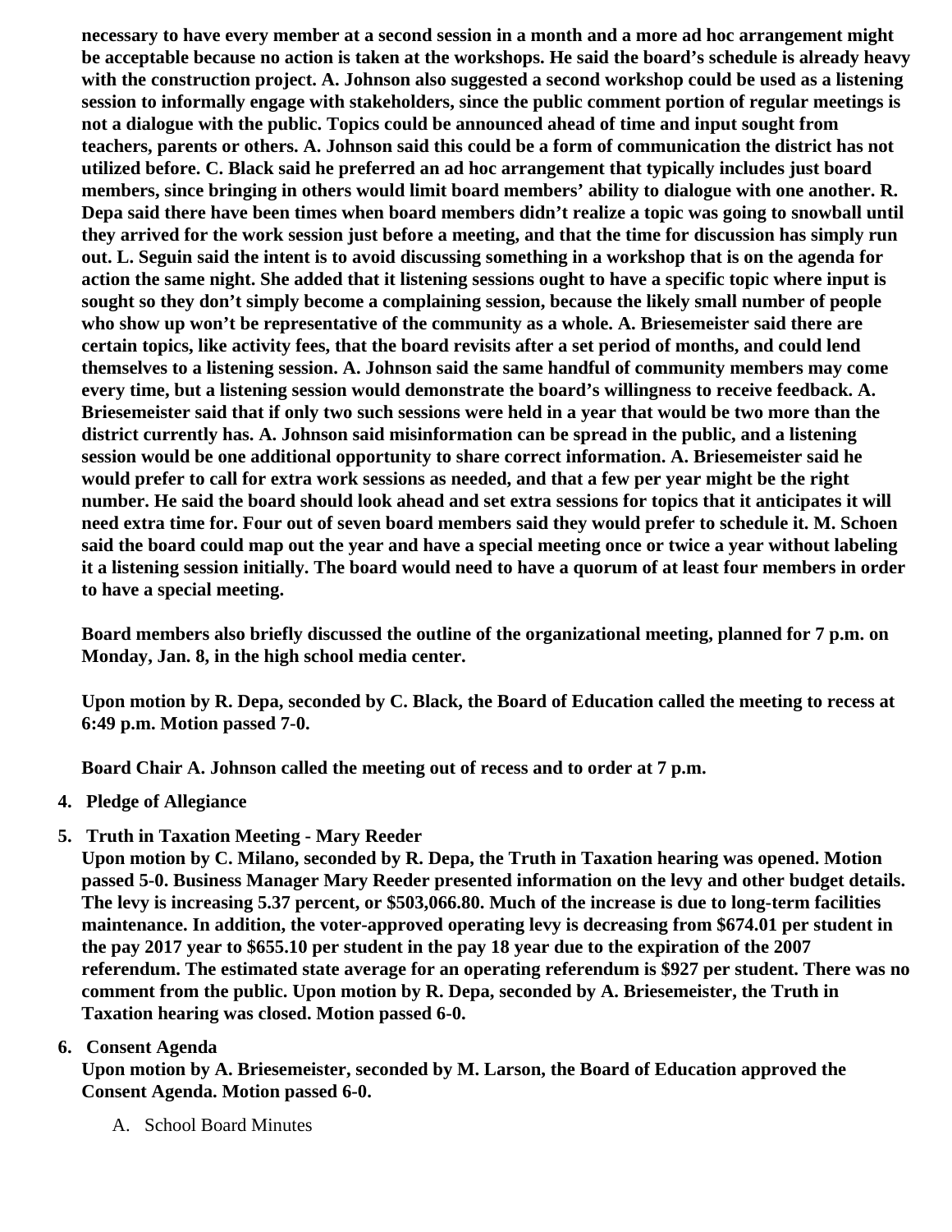**necessary to have every member at a second session in a month and a more ad hoc arrangement might be acceptable because no action is taken at the workshops. He said the board's schedule is already heavy with the construction project. A. Johnson also suggested a second workshop could be used as a listening session to informally engage with stakeholders, since the public comment portion of regular meetings is not a dialogue with the public. Topics could be announced ahead of time and input sought from teachers, parents or others. A. Johnson said this could be a form of communication the district has not utilized before. C. Black said he preferred an ad hoc arrangement that typically includes just board members, since bringing in others would limit board members' ability to dialogue with one another. R. Depa said there have been times when board members didn't realize a topic was going to snowball until they arrived for the work session just before a meeting, and that the time for discussion has simply run out. L. Seguin said the intent is to avoid discussing something in a workshop that is on the agenda for action the same night. She added that it listening sessions ought to have a specific topic where input is sought so they don't simply become a complaining session, because the likely small number of people who show up won't be representative of the community as a whole. A. Briesemeister said there are certain topics, like activity fees, that the board revisits after a set period of months, and could lend themselves to a listening session. A. Johnson said the same handful of community members may come every time, but a listening session would demonstrate the board's willingness to receive feedback. A. Briesemeister said that if only two such sessions were held in a year that would be two more than the district currently has. A. Johnson said misinformation can be spread in the public, and a listening session would be one additional opportunity to share correct information. A. Briesemeister said he would prefer to call for extra work sessions as needed, and that a few per year might be the right number. He said the board should look ahead and set extra sessions for topics that it anticipates it will need extra time for. Four out of seven board members said they would prefer to schedule it. M. Schoen said the board could map out the year and have a special meeting once or twice a year without labeling it a listening session initially. The board would need to have a quorum of at least four members in order to have a special meeting.**

**Board members also briefly discussed the outline of the organizational meeting, planned for 7 p.m. on Monday, Jan. 8, in the high school media center.**

**Upon motion by R. Depa, seconded by C. Black, the Board of Education called the meeting to recess at 6:49 p.m. Motion passed 7-0.**

**Board Chair A. Johnson called the meeting out of recess and to order at 7 p.m.**

4. **Pledge of Allegiance**
5. **Truth in Taxation Meeting - Mary Reeder**
   **Upon motion by C. Milano, seconded by R. Depa, the Truth in Taxation hearing was opened. Motion passed 5-0. Business Manager Mary Reeder presented information on the levy and other budget details. The levy is increasing 5.37 percent, or $503,066.80. Much of the increase is due to long-term facilities maintenance. In addition, the voter-approved operating levy is decreasing from $674.01 per student in the pay 2017 year to $655.10 per student in the pay 18 year due to the expiration of the 2007 referendum. The estimated state average for an operating referendum is $927 per student. There was no comment from the public. Upon motion by R. Depa, seconded by A. Briesemeister, the Truth in Taxation hearing was closed. Motion passed 6-0.**
6. **Consent Agenda**
   **Upon motion by A. Briesemeister, seconded by M. Larson, the Board of Education approved the Consent Agenda. Motion passed 6-0.**

   A. School Board Minutes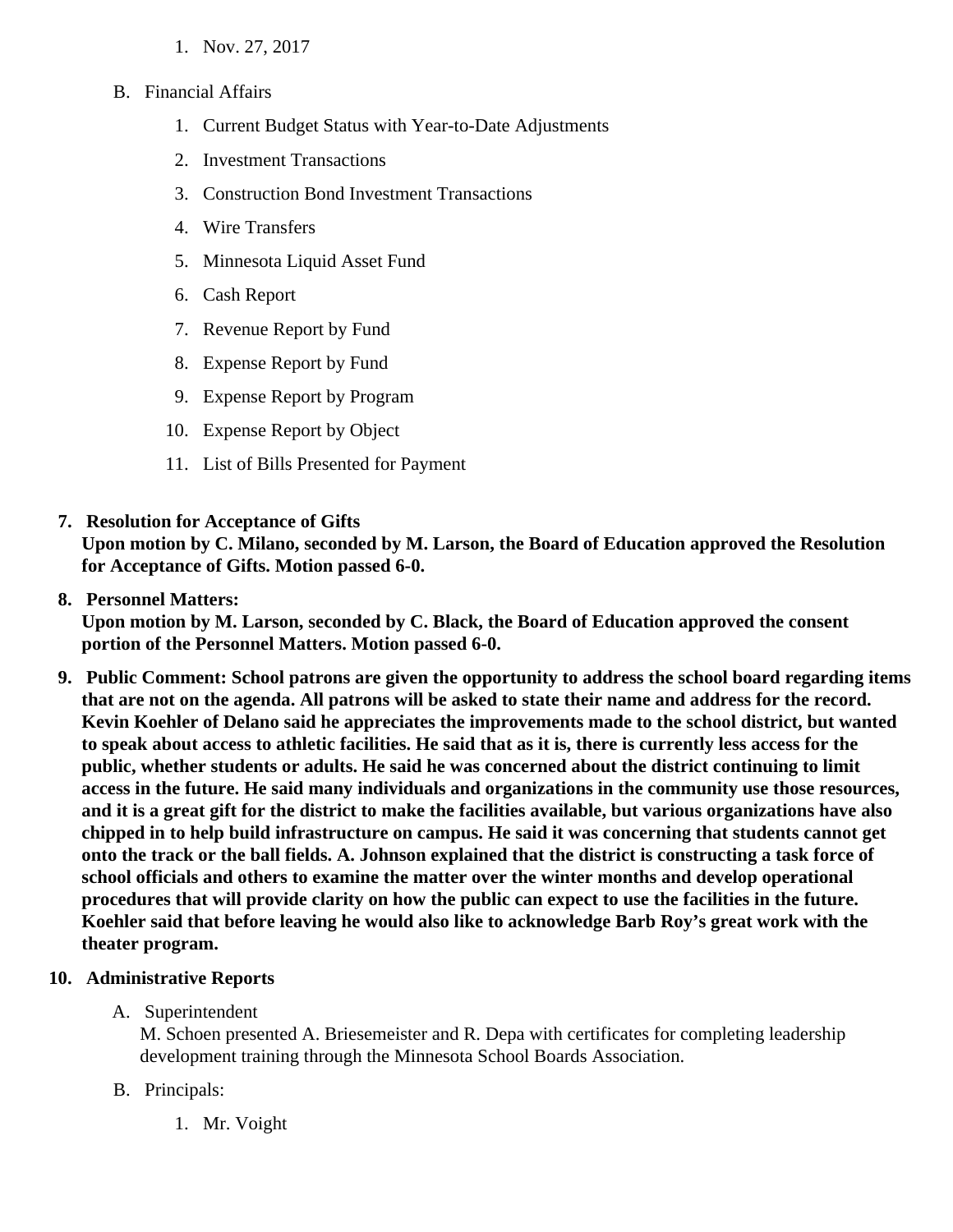1. Nov. 27, 2017

B. Financial Affairs

   1. Current Budget Status with Year-to-Date Adjustments
   2. Investment Transactions
   3. Construction Bond Investment Transactions
   4. Wire Transfers
   5. Minnesota Liquid Asset Fund
   6. Cash Report
   7. Revenue Report by Fund
   8. Expense Report by Fund
   9. Expense Report by Program
   10. Expense Report by Object
   11. List of Bills Presented for Payment

7. **Resolution for Acceptance of Gifts**
   **Upon motion by C. Milano, seconded by M. Larson, the Board of Education approved the Resolution for Acceptance of Gifts. Motion passed 6-0.**

8. **Personnel Matters:**
   **Upon motion by M. Larson, seconded by C. Black, the Board of Education approved the consent portion of the Personnel Matters. Motion passed 6-0.**

9. **Public Comment: School patrons are given the opportunity to address the school board regarding items that are not on the agenda. All patrons will be asked to state their name and address for the record. Kevin Koehler of Delano said he appreciates the improvements made to the school district, but wanted to speak about access to athletic facilities. He said that as it is, there is currently less access for the public, whether students or adults. He said he was concerned about the district continuing to limit access in the future. He said many individuals and organizations in the community use those resources, and it is a great gift for the district to make the facilities available, but various organizations have also chipped in to help build infrastructure on campus. He said it was concerning that students cannot get onto the track or the ball fields. A. Johnson explained that the district is constructing a task force of school officials and others to examine the matter over the winter months and develop operational procedures that will provide clarity on how the public can expect to use the facilities in the future. Koehler said that before leaving he would also like to acknowledge Barb Roy's great work with the theater program.**

10. **Administrative Reports**

    A. Superintendent
       M. Schoen presented A. Briesemeister and R. Depa with certificates for completing leadership development training through the Minnesota School Boards Association.

    B. Principals:

       1. Mr. Voight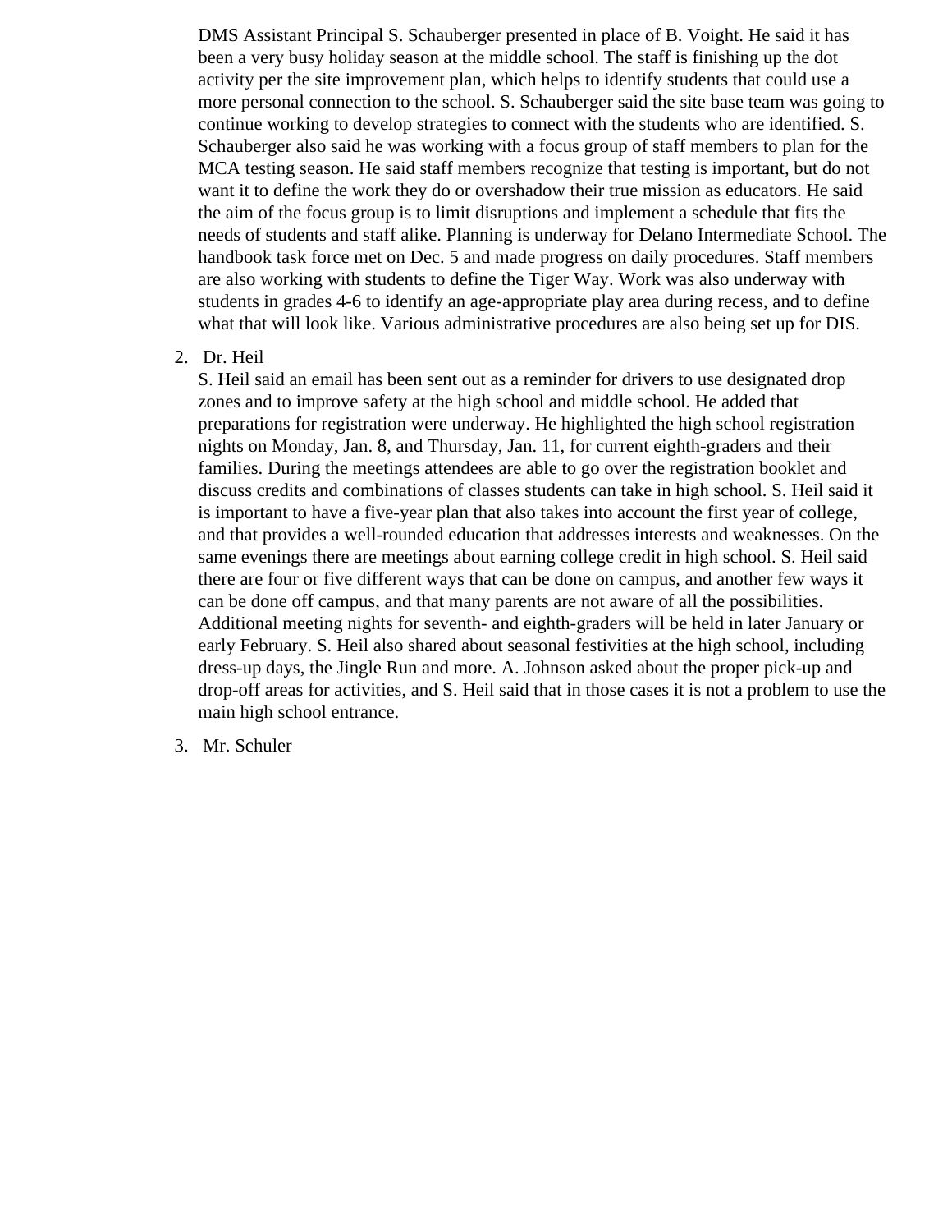DMS Assistant Principal S. Schauberger presented in place of B. Voight. He said it has been a very busy holiday season at the middle school. The staff is finishing up the dot activity per the site improvement plan, which helps to identify students that could use a more personal connection to the school. S. Schauberger said the site base team was going to continue working to develop strategies to connect with the students who are identified. S. Schauberger also said he was working with a focus group of staff members to plan for the MCA testing season. He said staff members recognize that testing is important, but do not want it to define the work they do or overshadow their true mission as educators. He said the aim of the focus group is to limit disruptions and implement a schedule that fits the needs of students and staff alike. Planning is underway for Delano Intermediate School. The handbook task force met on Dec. 5 and made progress on daily procedures. Staff members are also working with students to define the Tiger Way. Work was also underway with students in grades 4-6 to identify an age-appropriate play area during recess, and to define what that will look like. Various administrative procedures are also being set up for DIS.

2. Dr. Heil

   S. Heil said an email has been sent out as a reminder for drivers to use designated drop zones and to improve safety at the high school and middle school. He added that preparations for registration were underway. He highlighted the high school registration nights on Monday, Jan. 8, and Thursday, Jan. 11, for current eighth-graders and their families. During the meetings attendees are able to go over the registration booklet and discuss credits and combinations of classes students can take in high school. S. Heil said it is important to have a five-year plan that also takes into account the first year of college, and that provides a well-rounded education that addresses interests and weaknesses. On the same evenings there are meetings about earning college credit in high school. S. Heil said there are four or five different ways that can be done on campus, and another few ways it can be done off campus, and that many parents are not aware of all the possibilities. Additional meeting nights for seventh- and eighth-graders will be held in later January or early February. S. Heil also shared about seasonal festivities at the high school, including dress-up days, the Jingle Run and more. A. Johnson asked about the proper pick-up and drop-off areas for activities, and S. Heil said that in those cases it is not a problem to use the main high school entrance.

3. Mr. Schuler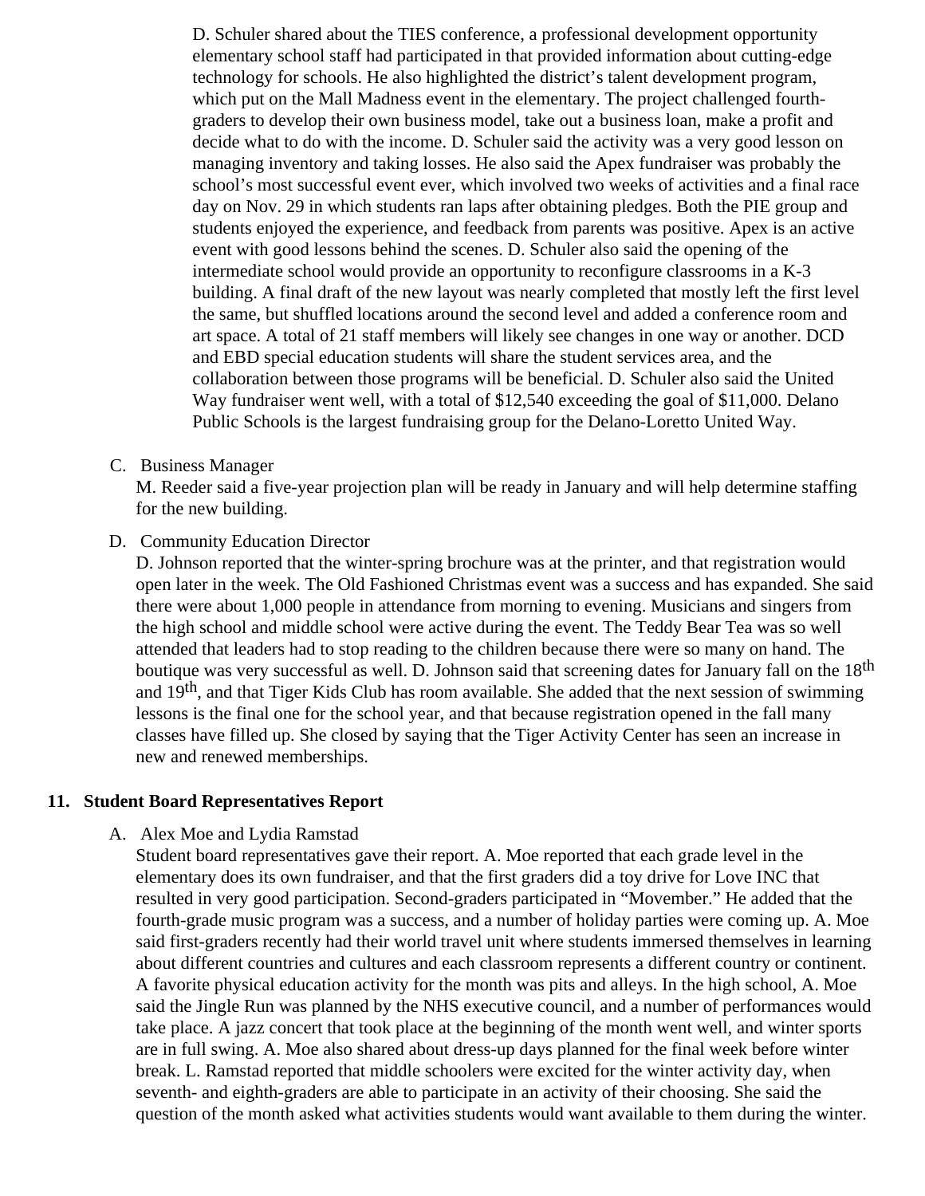D. Schuler shared about the TIES conference, a professional development opportunity elementary school staff had participated in that provided information about cutting-edge technology for schools. He also highlighted the district's talent development program, which put on the Mall Madness event in the elementary. The project challenged fourth-graders to develop their own business model, take out a business loan, make a profit and decide what to do with the income. D. Schuler said the activity was a very good lesson on managing inventory and taking losses. He also said the Apex fundraiser was probably the school's most successful event ever, which involved two weeks of activities and a final race day on Nov. 29 in which students ran laps after obtaining pledges. Both the PIE group and students enjoyed the experience, and feedback from parents was positive. Apex is an active event with good lessons behind the scenes. D. Schuler also said the opening of the intermediate school would provide an opportunity to reconfigure classrooms in a K-3 building. A final draft of the new layout was nearly completed that mostly left the first level the same, but shuffled locations around the second level and added a conference room and art space. A total of 21 staff members will likely see changes in one way or another. DCD and EBD special education students will share the student services area, and the collaboration between those programs will be beneficial. D. Schuler also said the United Way fundraiser went well, with a total of $12,540 exceeding the goal of $11,000. Delano Public Schools is the largest fundraising group for the Delano-Loretto United Way.

C. Business Manager
M. Reeder said a five-year projection plan will be ready in January and will help determine staffing for the new building.

D. Community Education Director
D. Johnson reported that the winter-spring brochure was at the printer, and that registration would open later in the week. The Old Fashioned Christmas event was a success and has expanded. She said there were about 1,000 people in attendance from morning to evening. Musicians and singers from the high school and middle school were active during the event. The Teddy Bear Tea was so well attended that leaders had to stop reading to the children because there were so many on hand. The boutique was very successful as well. D. Johnson said that screening dates for January fall on the 18th and 19th, and that Tiger Kids Club has room available. She added that the next session of swimming lessons is the final one for the school year, and that because registration opened in the fall many classes have filled up. She closed by saying that the Tiger Activity Center has seen an increase in new and renewed memberships.

## 11. Student Board Representatives Report

A. Alex Moe and Lydia Ramstad
Student board representatives gave their report. A. Moe reported that each grade level in the elementary does its own fundraiser, and that the first graders did a toy drive for Love INC that resulted in very good participation. Second-graders participated in "Movember." He added that the fourth-grade music program was a success, and a number of holiday parties were coming up. A. Moe said first-graders recently had their world travel unit where students immersed themselves in learning about different countries and cultures and each classroom represents a different country or continent. A favorite physical education activity for the month was pits and alleys. In the high school, A. Moe said the Jingle Run was planned by the NHS executive council, and a number of performances would take place. A jazz concert that took place at the beginning of the month went well, and winter sports are in full swing. A. Moe also shared about dress-up days planned for the final week before winter break. L. Ramstad reported that middle schoolers were excited for the winter activity day, when seventh- and eighth-graders are able to participate in an activity of their choosing. She said the question of the month asked what activities students would want available to them during the winter.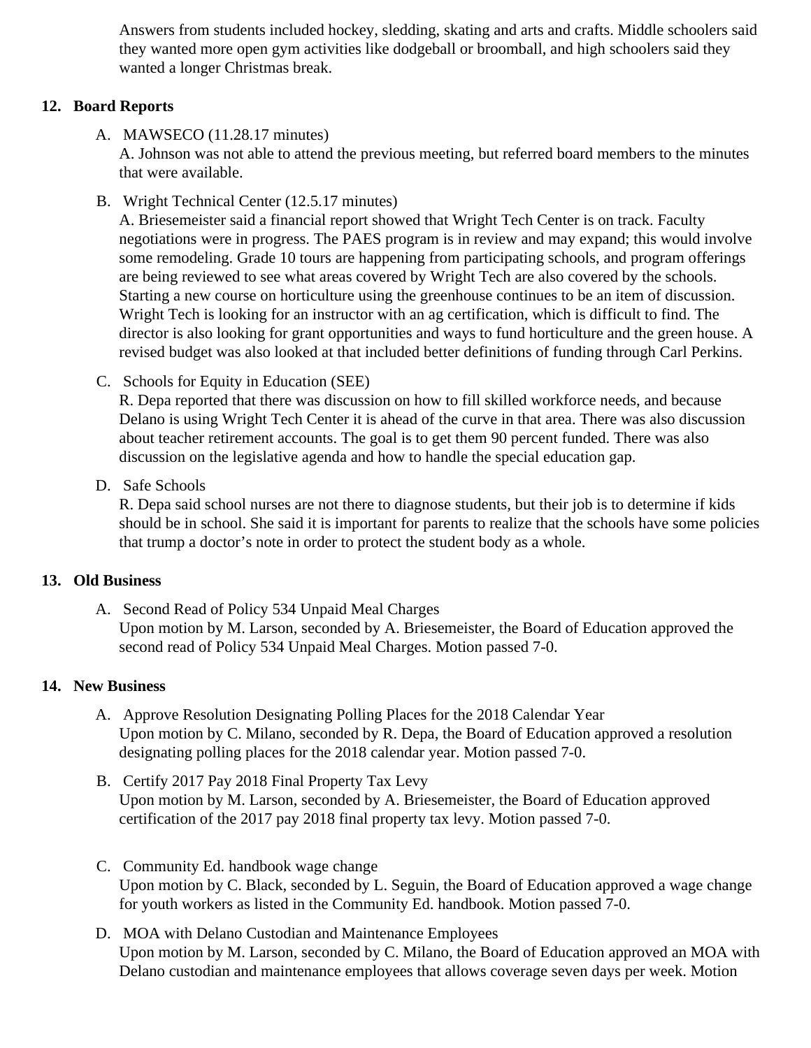Answers from students included hockey, sledding, skating and arts and crafts. Middle schoolers said they wanted more open gym activities like dodgeball or broomball, and high schoolers said they wanted a longer Christmas break.

## 12. Board Reports

A. MAWSECO (11.28.17 minutes)
A. Johnson was not able to attend the previous meeting, but referred board members to the minutes that were available.

B. Wright Technical Center (12.5.17 minutes)
A. Briesemeister said a financial report showed that Wright Tech Center is on track. Faculty negotiations were in progress. The PAES program is in review and may expand; this would involve some remodeling. Grade 10 tours are happening from participating schools, and program offerings are being reviewed to see what areas covered by Wright Tech are also covered by the schools. Starting a new course on horticulture using the greenhouse continues to be an item of discussion. Wright Tech is looking for an instructor with an ag certification, which is difficult to find. The director is also looking for grant opportunities and ways to fund horticulture and the green house. A revised budget was also looked at that included better definitions of funding through Carl Perkins.

C. Schools for Equity in Education (SEE)
R. Depa reported that there was discussion on how to fill skilled workforce needs, and because Delano is using Wright Tech Center it is ahead of the curve in that area. There was also discussion about teacher retirement accounts. The goal is to get them 90 percent funded. There was also discussion on the legislative agenda and how to handle the special education gap.

D. Safe Schools
R. Depa said school nurses are not there to diagnose students, but their job is to determine if kids should be in school. She said it is important for parents to realize that the schools have some policies that trump a doctor's note in order to protect the student body as a whole.

## 13. Old Business

A. Second Read of Policy 534 Unpaid Meal Charges
Upon motion by M. Larson, seconded by A. Briesemeister, the Board of Education approved the second read of Policy 534 Unpaid Meal Charges. Motion passed 7-0.

## 14. New Business

A. Approve Resolution Designating Polling Places for the 2018 Calendar Year
Upon motion by C. Milano, seconded by R. Depa, the Board of Education approved a resolution designating polling places for the 2018 calendar year. Motion passed 7-0.

B. Certify 2017 Pay 2018 Final Property Tax Levy
Upon motion by M. Larson, seconded by A. Briesemeister, the Board of Education approved certification of the 2017 pay 2018 final property tax levy. Motion passed 7-0.

C. Community Ed. handbook wage change
Upon motion by C. Black, seconded by L. Seguin, the Board of Education approved a wage change for youth workers as listed in the Community Ed. handbook. Motion passed 7-0.

D. MOA with Delano Custodian and Maintenance Employees
Upon motion by M. Larson, seconded by C. Milano, the Board of Education approved an MOA with Delano custodian and maintenance employees that allows coverage seven days per week. Motion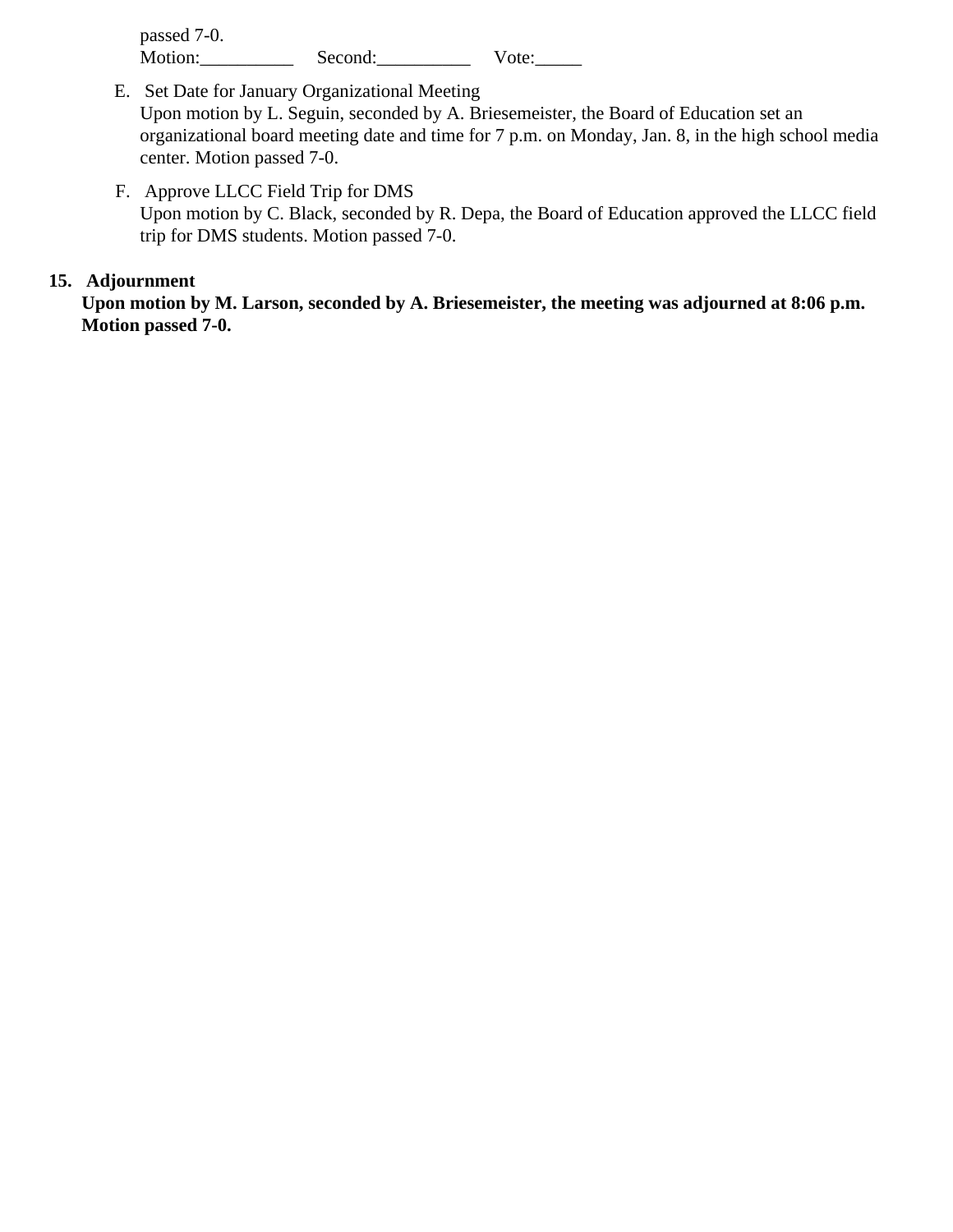passed 7-0.
Motion:__________ Second:__________ Vote:_____

E. Set Date for January Organizational Meeting
Upon motion by L. Seguin, seconded by A. Briesemeister, the Board of Education set an organizational board meeting date and time for 7 p.m. on Monday, Jan. 8, in the high school media center. Motion passed 7-0.

F. Approve LLCC Field Trip for DMS
Upon motion by C. Black, seconded by R. Depa, the Board of Education approved the LLCC field trip for DMS students. Motion passed 7-0.

**15. Adjournment**
**Upon motion by M. Larson, seconded by A. Briesemeister, the meeting was adjourned at 8:06 p.m. Motion passed 7-0.**